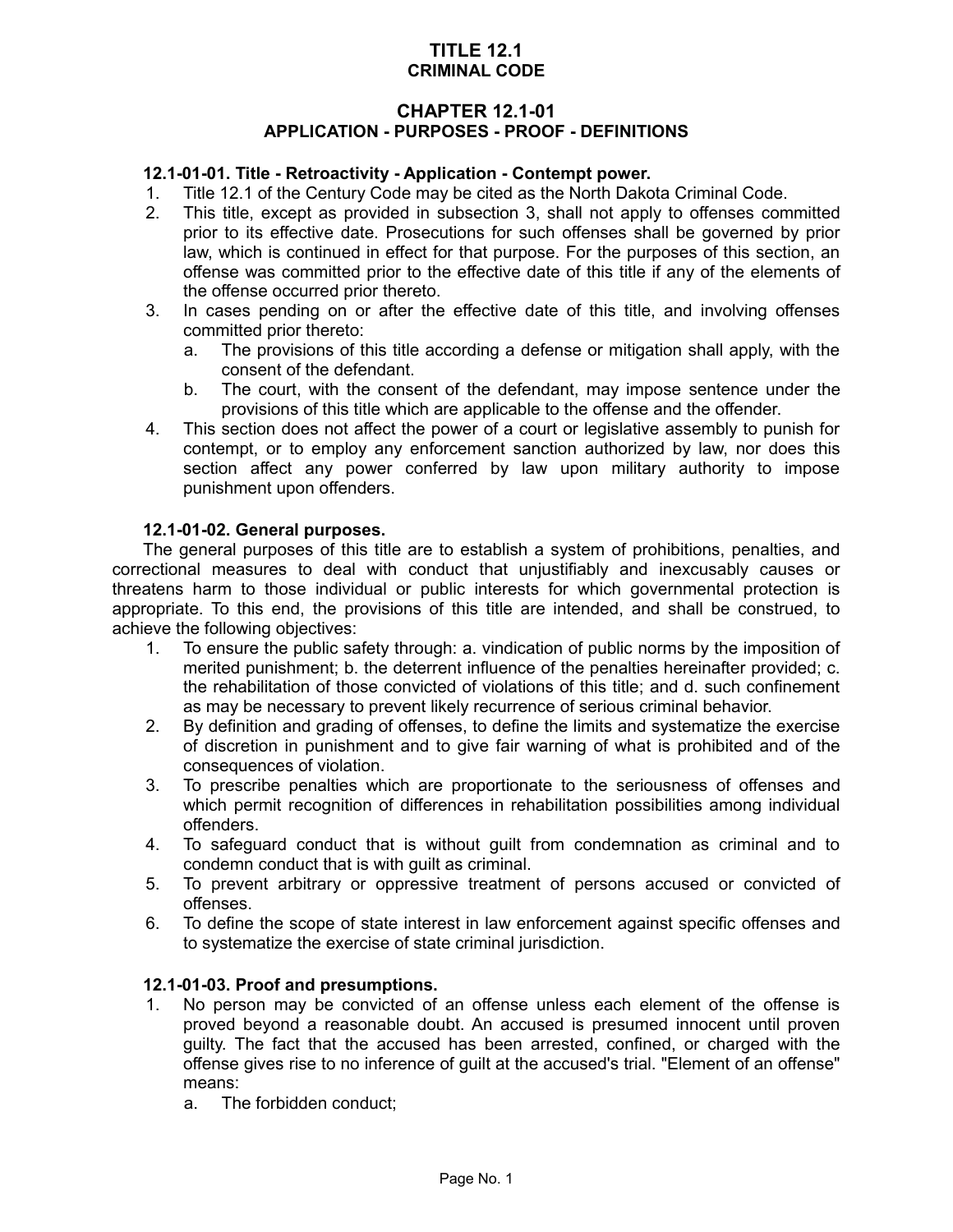# TITLE 12.1
# CRIMINAL CODE

## CHAPTER 12.1-01
## APPLICATION - PURPOSES - PROOF - DEFINITIONS

### 12.1-01-01. Title - Retroactivity - Application - Contempt power.

1. Title 12.1 of the Century Code may be cited as the North Dakota Criminal Code.
2. This title, except as provided in subsection 3, shall not apply to offenses committed prior to its effective date. Prosecutions for such offenses shall be governed by prior law, which is continued in effect for that purpose. For the purposes of this section, an offense was committed prior to the effective date of this title if any of the elements of the offense occurred prior thereto.
3. In cases pending on or after the effective date of this title, and involving offenses committed prior thereto:
   a. The provisions of this title according a defense or mitigation shall apply, with the consent of the defendant.
   b. The court, with the consent of the defendant, may impose sentence under the provisions of this title which are applicable to the offense and the offender.
4. This section does not affect the power of a court or legislative assembly to punish for contempt, or to employ any enforcement sanction authorized by law, nor does this section affect any power conferred by law upon military authority to impose punishment upon offenders.

### 12.1-01-02. General purposes.

The general purposes of this title are to establish a system of prohibitions, penalties, and correctional measures to deal with conduct that unjustifiably and inexcusably causes or threatens harm to those individual or public interests for which governmental protection is appropriate. To this end, the provisions of this title are intended, and shall be construed, to achieve the following objectives:

1. To ensure the public safety through: a. vindication of public norms by the imposition of merited punishment; b. the deterrent influence of the penalties hereinafter provided; c. the rehabilitation of those convicted of violations of this title; and d. such confinement as may be necessary to prevent likely recurrence of serious criminal behavior.
2. By definition and grading of offenses, to define the limits and systematize the exercise of discretion in punishment and to give fair warning of what is prohibited and of the consequences of violation.
3. To prescribe penalties which are proportionate to the seriousness of offenses and which permit recognition of differences in rehabilitation possibilities among individual offenders.
4. To safeguard conduct that is without guilt from condemnation as criminal and to condemn conduct that is with guilt as criminal.
5. To prevent arbitrary or oppressive treatment of persons accused or convicted of offenses.
6. To define the scope of state interest in law enforcement against specific offenses and to systematize the exercise of state criminal jurisdiction.

### 12.1-01-03. Proof and presumptions.

1. No person may be convicted of an offense unless each element of the offense is proved beyond a reasonable doubt. An accused is presumed innocent until proven guilty. The fact that the accused has been arrested, confined, or charged with the offense gives rise to no inference of guilt at the accused's trial. "Element of an offense" means:
   a. The forbidden conduct;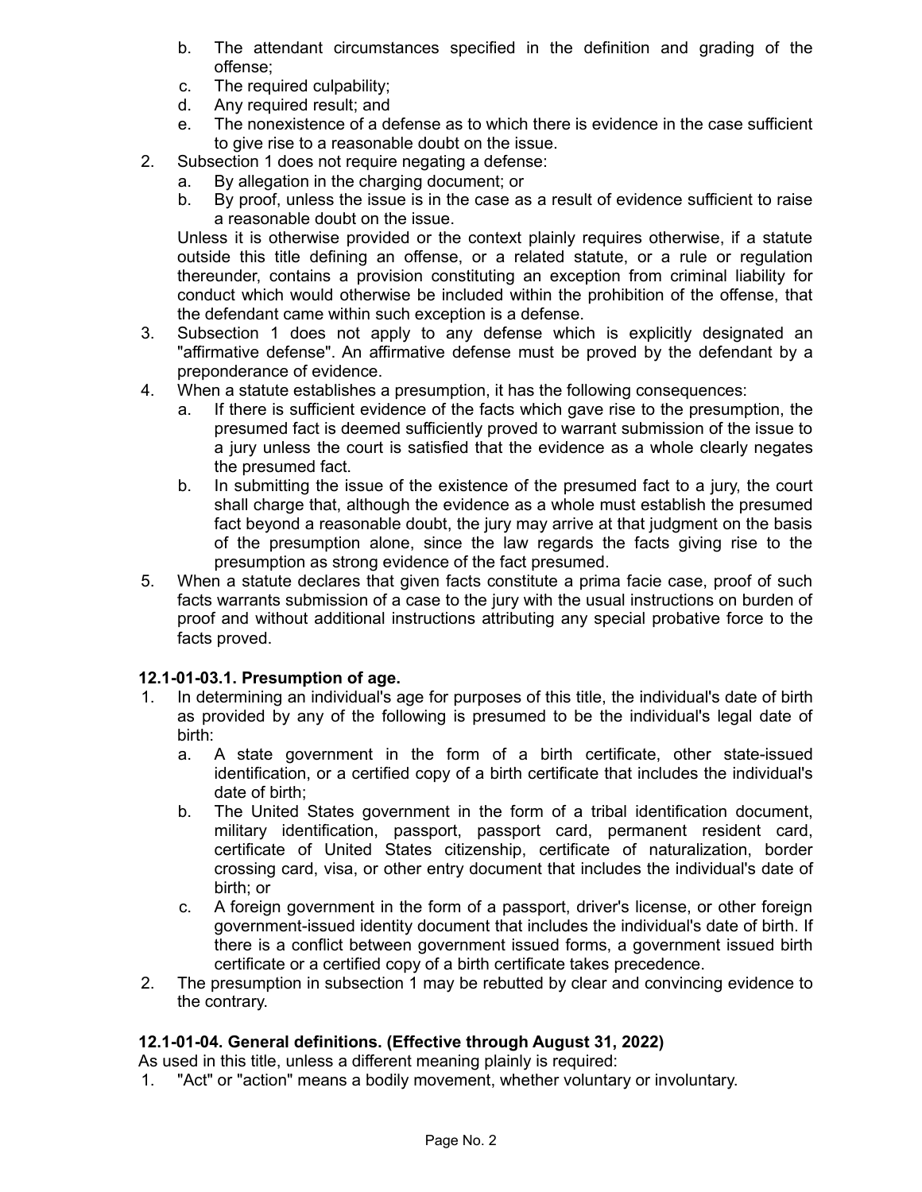b. The attendant circumstances specified in the definition and grading of the offense;
c. The required culpability;
d. Any required result; and
e. The nonexistence of a defense as to which there is evidence in the case sufficient to give rise to a reasonable doubt on the issue.

2. Subsection 1 does not require negating a defense:
   a. By allegation in the charging document; or
   b. By proof, unless the issue is in the case as a result of evidence sufficient to raise a reasonable doubt on the issue.

   Unless it is otherwise provided or the context plainly requires otherwise, if a statute outside this title defining an offense, or a related statute, or a rule or regulation thereunder, contains a provision constituting an exception from criminal liability for conduct which would otherwise be included within the prohibition of the offense, that the defendant came within such exception is a defense.
3. Subsection 1 does not apply to any defense which is explicitly designated an "affirmative defense". An affirmative defense must be proved by the defendant by a preponderance of evidence.
4. When a statute establishes a presumption, it has the following consequences:
   a. If there is sufficient evidence of the facts which gave rise to the presumption, the presumed fact is deemed sufficiently proved to warrant submission of the issue to a jury unless the court is satisfied that the evidence as a whole clearly negates the presumed fact.
   b. In submitting the issue of the existence of the presumed fact to a jury, the court shall charge that, although the evidence as a whole must establish the presumed fact beyond a reasonable doubt, the jury may arrive at that judgment on the basis of the presumption alone, since the law regards the facts giving rise to the presumption as strong evidence of the fact presumed.
5. When a statute declares that given facts constitute a prima facie case, proof of such facts warrants submission of a case to the jury with the usual instructions on burden of proof and without additional instructions attributing any special probative force to the facts proved.

**12.1-01-03.1. Presumption of age.**

1. In determining an individual's age for purposes of this title, the individual's date of birth as provided by any of the following is presumed to be the individual's legal date of birth:
   a. A state government in the form of a birth certificate, other state-issued identification, or a certified copy of a birth certificate that includes the individual's date of birth;
   b. The United States government in the form of a tribal identification document, military identification, passport, passport card, permanent resident card, certificate of United States citizenship, certificate of naturalization, border crossing card, visa, or other entry document that includes the individual's date of birth; or
   c. A foreign government in the form of a passport, driver's license, or other foreign government-issued identity document that includes the individual's date of birth. If there is a conflict between government issued forms, a government issued birth certificate or a certified copy of a birth certificate takes precedence.
2. The presumption in subsection 1 may be rebutted by clear and convincing evidence to the contrary.

**12.1-01-04. General definitions. (Effective through August 31, 2022)**

As used in this title, unless a different meaning plainly is required:

1. "Act" or "action" means a bodily movement, whether voluntary or involuntary.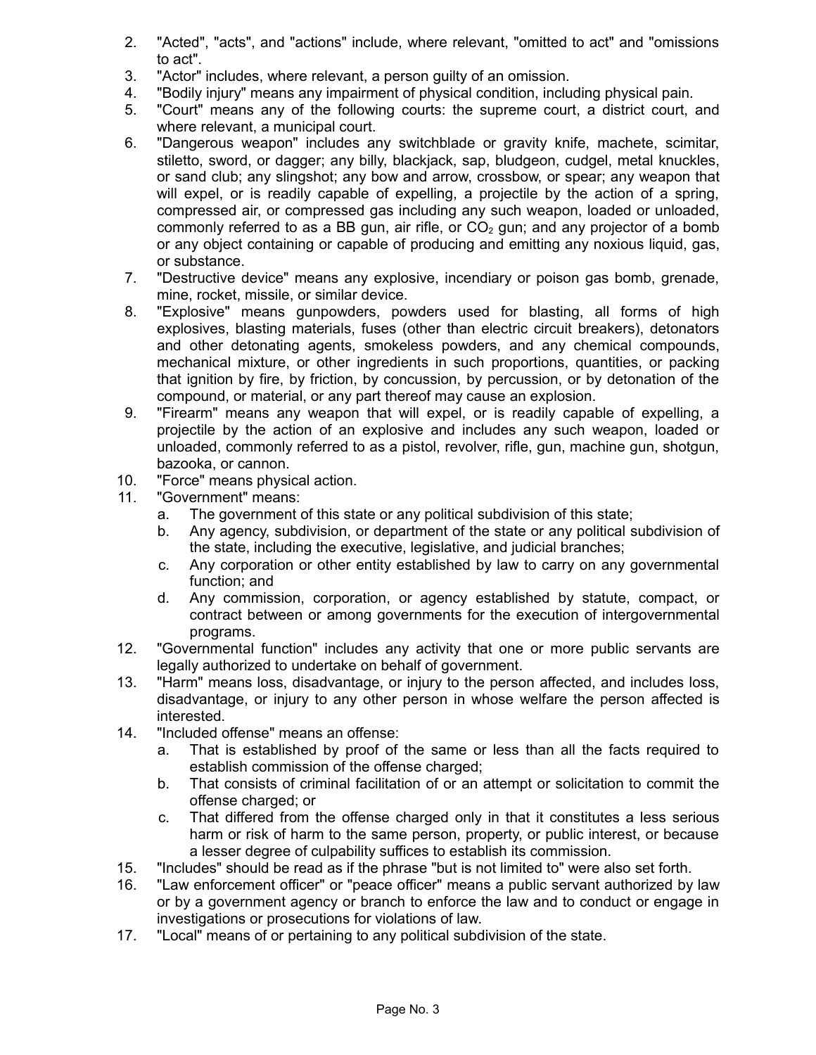2. "Acted", "acts", and "actions" include, where relevant, "omitted to act" and "omissions to act".
3. "Actor" includes, where relevant, a person guilty of an omission.
4. "Bodily injury" means any impairment of physical condition, including physical pain.
5. "Court" means any of the following courts: the supreme court, a district court, and where relevant, a municipal court.
6. "Dangerous weapon" includes any switchblade or gravity knife, machete, scimitar, stiletto, sword, or dagger; any billy, blackjack, sap, bludgeon, cudgel, metal knuckles, or sand club; any slingshot; any bow and arrow, crossbow, or spear; any weapon that will expel, or is readily capable of expelling, a projectile by the action of a spring, compressed air, or compressed gas including any such weapon, loaded or unloaded, commonly referred to as a BB gun, air rifle, or $CO_2$ gun; and any projector of a bomb or any object containing or capable of producing and emitting any noxious liquid, gas, or substance.
7. "Destructive device" means any explosive, incendiary or poison gas bomb, grenade, mine, rocket, missile, or similar device.
8. "Explosive" means gunpowders, powders used for blasting, all forms of high explosives, blasting materials, fuses (other than electric circuit breakers), detonators and other detonating agents, smokeless powders, and any chemical compounds, mechanical mixture, or other ingredients in such proportions, quantities, or packing that ignition by fire, by friction, by concussion, by percussion, or by detonation of the compound, or material, or any part thereof may cause an explosion.
9. "Firearm" means any weapon that will expel, or is readily capable of expelling, a projectile by the action of an explosive and includes any such weapon, loaded or unloaded, commonly referred to as a pistol, revolver, rifle, gun, machine gun, shotgun, bazooka, or cannon.
10. "Force" means physical action.
11. "Government" means:
    a. The government of this state or any political subdivision of this state;
    b. Any agency, subdivision, or department of the state or any political subdivision of the state, including the executive, legislative, and judicial branches;
    c. Any corporation or other entity established by law to carry on any governmental function; and
    d. Any commission, corporation, or agency established by statute, compact, or contract between or among governments for the execution of intergovernmental programs.
12. "Governmental function" includes any activity that one or more public servants are legally authorized to undertake on behalf of government.
13. "Harm" means loss, disadvantage, or injury to the person affected, and includes loss, disadvantage, or injury to any other person in whose welfare the person affected is interested.
14. "Included offense" means an offense:
    a. That is established by proof of the same or less than all the facts required to establish commission of the offense charged;
    b. That consists of criminal facilitation of or an attempt or solicitation to commit the offense charged; or
    c. That differed from the offense charged only in that it constitutes a less serious harm or risk of harm to the same person, property, or public interest, or because a lesser degree of culpability suffices to establish its commission.
15. "Includes" should be read as if the phrase "but is not limited to" were also set forth.
16. "Law enforcement officer" or "peace officer" means a public servant authorized by law or by a government agency or branch to enforce the law and to conduct or engage in investigations or prosecutions for violations of law.
17. "Local" means of or pertaining to any political subdivision of the state.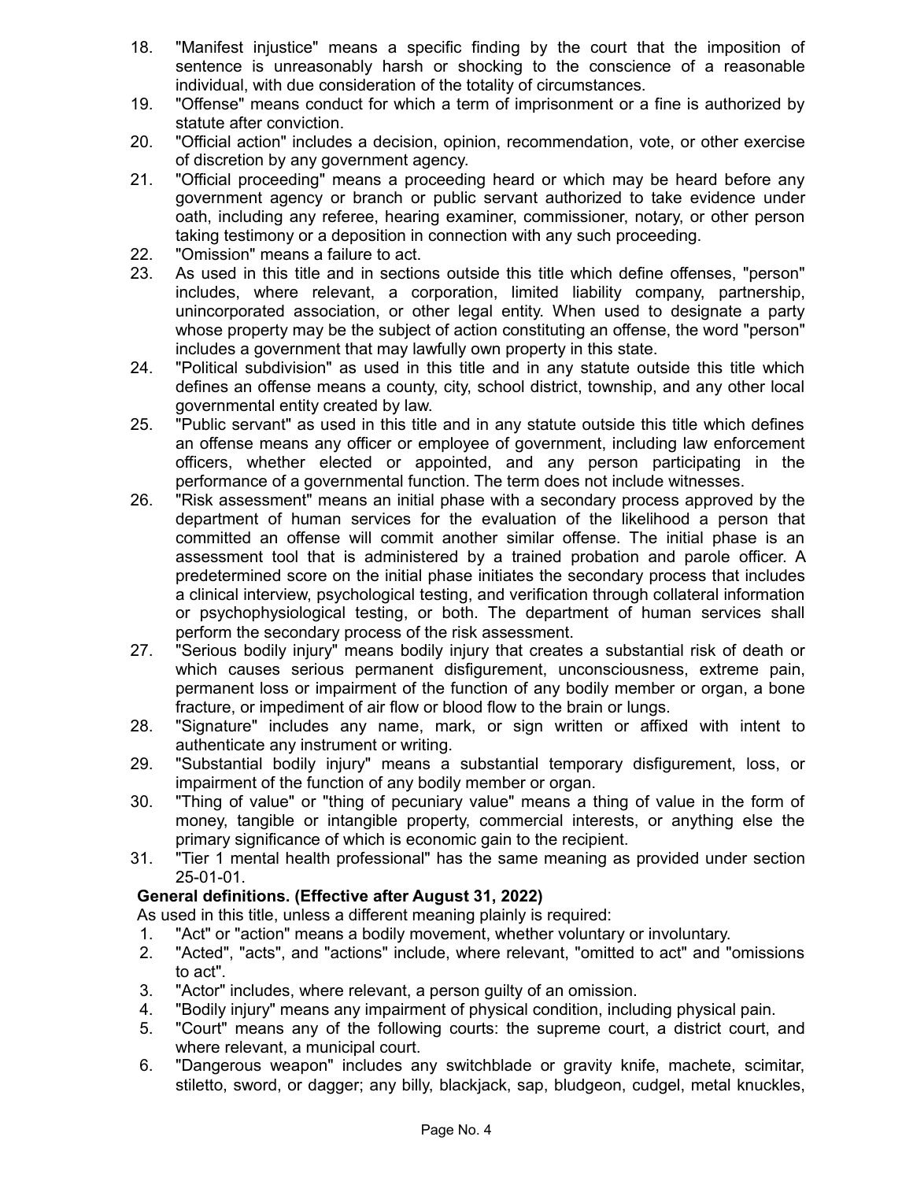18. "Manifest injustice" means a specific finding by the court that the imposition of sentence is unreasonably harsh or shocking to the conscience of a reasonable individual, with due consideration of the totality of circumstances.
19. "Offense" means conduct for which a term of imprisonment or a fine is authorized by statute after conviction.
20. "Official action" includes a decision, opinion, recommendation, vote, or other exercise of discretion by any government agency.
21. "Official proceeding" means a proceeding heard or which may be heard before any government agency or branch or public servant authorized to take evidence under oath, including any referee, hearing examiner, commissioner, notary, or other person taking testimony or a deposition in connection with any such proceeding.
22. "Omission" means a failure to act.
23. As used in this title and in sections outside this title which define offenses, "person" includes, where relevant, a corporation, limited liability company, partnership, unincorporated association, or other legal entity. When used to designate a party whose property may be the subject of action constituting an offense, the word "person" includes a government that may lawfully own property in this state.
24. "Political subdivision" as used in this title and in any statute outside this title which defines an offense means a county, city, school district, township, and any other local governmental entity created by law.
25. "Public servant" as used in this title and in any statute outside this title which defines an offense means any officer or employee of government, including law enforcement officers, whether elected or appointed, and any person participating in the performance of a governmental function. The term does not include witnesses.
26. "Risk assessment" means an initial phase with a secondary process approved by the department of human services for the evaluation of the likelihood a person that committed an offense will commit another similar offense. The initial phase is an assessment tool that is administered by a trained probation and parole officer. A predetermined score on the initial phase initiates the secondary process that includes a clinical interview, psychological testing, and verification through collateral information or psychophysiological testing, or both. The department of human services shall perform the secondary process of the risk assessment.
27. "Serious bodily injury" means bodily injury that creates a substantial risk of death or which causes serious permanent disfigurement, unconsciousness, extreme pain, permanent loss or impairment of the function of any bodily member or organ, a bone fracture, or impediment of air flow or blood flow to the brain or lungs.
28. "Signature" includes any name, mark, or sign written or affixed with intent to authenticate any instrument or writing.
29. "Substantial bodily injury" means a substantial temporary disfigurement, loss, or impairment of the function of any bodily member or organ.
30. "Thing of value" or "thing of pecuniary value" means a thing of value in the form of money, tangible or intangible property, commercial interests, or anything else the primary significance of which is economic gain to the recipient.
31. "Tier 1 mental health professional" has the same meaning as provided under section 25-01-01.

**General definitions. (Effective after August 31, 2022)**

As used in this title, unless a different meaning plainly is required:

1. "Act" or "action" means a bodily movement, whether voluntary or involuntary.
2. "Acted", "acts", and "actions" include, where relevant, "omitted to act" and "omissions to act".
3. "Actor" includes, where relevant, a person guilty of an omission.
4. "Bodily injury" means any impairment of physical condition, including physical pain.
5. "Court" means any of the following courts: the supreme court, a district court, and where relevant, a municipal court.
6. "Dangerous weapon" includes any switchblade or gravity knife, machete, scimitar, stiletto, sword, or dagger; any billy, blackjack, sap, bludgeon, cudgel, metal knuckles,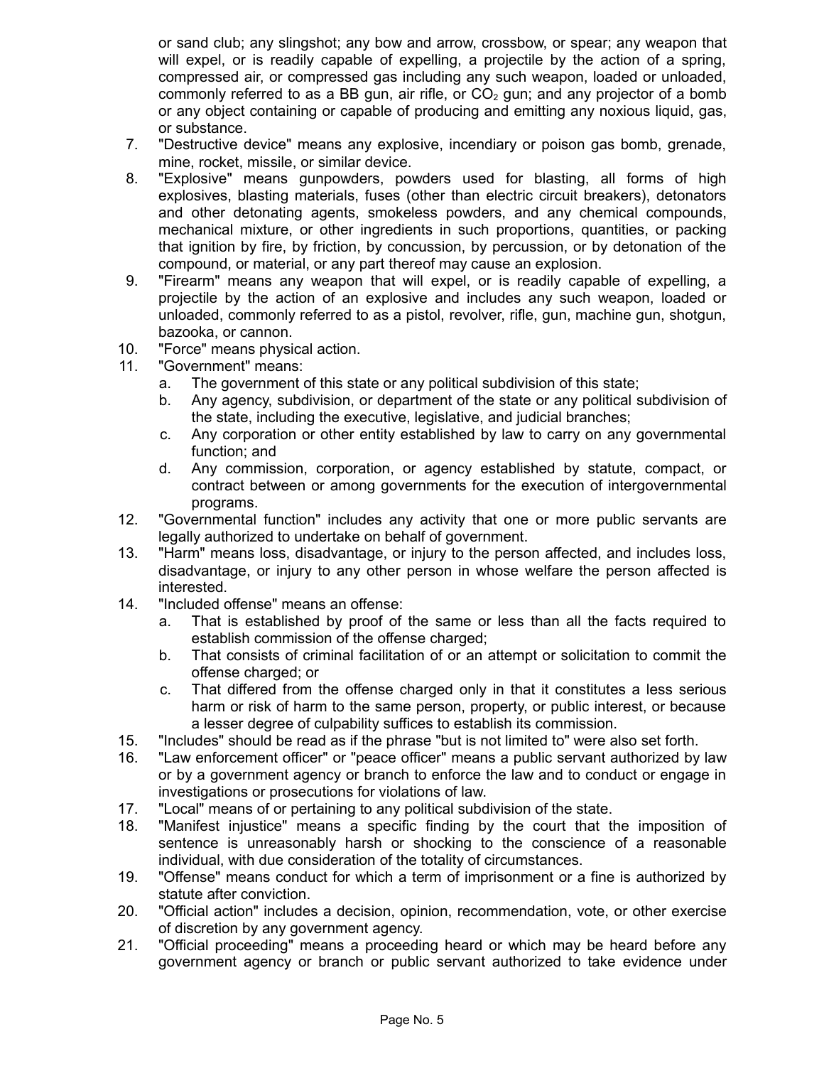or sand club; any slingshot; any bow and arrow, crossbow, or spear; any weapon that will expel, or is readily capable of expelling, a projectile by the action of a spring, compressed air, or compressed gas including any such weapon, loaded or unloaded, commonly referred to as a BB gun, air rifle, or $CO_2$ gun; and any projector of a bomb or any object containing or capable of producing and emitting any noxious liquid, gas, or substance.

7. "Destructive device" means any explosive, incendiary or poison gas bomb, grenade, mine, rocket, missile, or similar device.
8. "Explosive" means gunpowders, powders used for blasting, all forms of high explosives, blasting materials, fuses (other than electric circuit breakers), detonators and other detonating agents, smokeless powders, and any chemical compounds, mechanical mixture, or other ingredients in such proportions, quantities, or packing that ignition by fire, by friction, by concussion, by percussion, or by detonation of the compound, or material, or any part thereof may cause an explosion.
9. "Firearm" means any weapon that will expel, or is readily capable of expelling, a projectile by the action of an explosive and includes any such weapon, loaded or unloaded, commonly referred to as a pistol, revolver, rifle, gun, machine gun, shotgun, bazooka, or cannon.
10. "Force" means physical action.
11. "Government" means:
    a. The government of this state or any political subdivision of this state;
    b. Any agency, subdivision, or department of the state or any political subdivision of the state, including the executive, legislative, and judicial branches;
    c. Any corporation or other entity established by law to carry on any governmental function; and
    d. Any commission, corporation, or agency established by statute, compact, or contract between or among governments for the execution of intergovernmental programs.
12. "Governmental function" includes any activity that one or more public servants are legally authorized to undertake on behalf of government.
13. "Harm" means loss, disadvantage, or injury to the person affected, and includes loss, disadvantage, or injury to any other person in whose welfare the person affected is interested.
14. "Included offense" means an offense:
    a. That is established by proof of the same or less than all the facts required to establish commission of the offense charged;
    b. That consists of criminal facilitation of or an attempt or solicitation to commit the offense charged; or
    c. That differed from the offense charged only in that it constitutes a less serious harm or risk of harm to the same person, property, or public interest, or because a lesser degree of culpability suffices to establish its commission.
15. "Includes" should be read as if the phrase "but is not limited to" were also set forth.
16. "Law enforcement officer" or "peace officer" means a public servant authorized by law or by a government agency or branch to enforce the law and to conduct or engage in investigations or prosecutions for violations of law.
17. "Local" means of or pertaining to any political subdivision of the state.
18. "Manifest injustice" means a specific finding by the court that the imposition of sentence is unreasonably harsh or shocking to the conscience of a reasonable individual, with due consideration of the totality of circumstances.
19. "Offense" means conduct for which a term of imprisonment or a fine is authorized by statute after conviction.
20. "Official action" includes a decision, opinion, recommendation, vote, or other exercise of discretion by any government agency.
21. "Official proceeding" means a proceeding heard or which may be heard before any government agency or branch or public servant authorized to take evidence under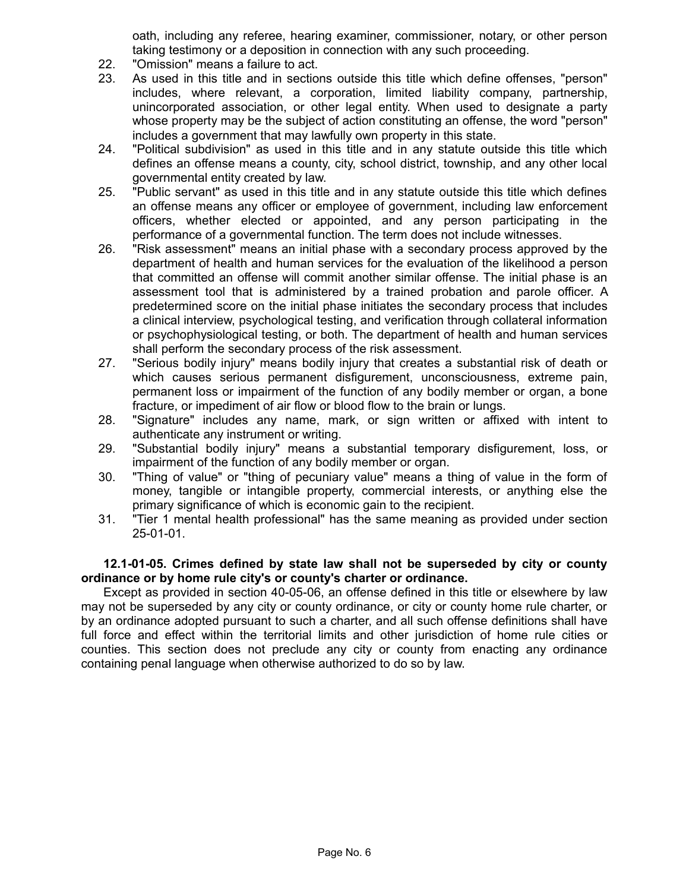oath, including any referee, hearing examiner, commissioner, notary, or other person taking testimony or a deposition in connection with any such proceeding.

22. "Omission" means a failure to act.
23. As used in this title and in sections outside this title which define offenses, "person" includes, where relevant, a corporation, limited liability company, partnership, unincorporated association, or other legal entity. When used to designate a party whose property may be the subject of action constituting an offense, the word "person" includes a government that may lawfully own property in this state.
24. "Political subdivision" as used in this title and in any statute outside this title which defines an offense means a county, city, school district, township, and any other local governmental entity created by law.
25. "Public servant" as used in this title and in any statute outside this title which defines an offense means any officer or employee of government, including law enforcement officers, whether elected or appointed, and any person participating in the performance of a governmental function. The term does not include witnesses.
26. "Risk assessment" means an initial phase with a secondary process approved by the department of health and human services for the evaluation of the likelihood a person that committed an offense will commit another similar offense. The initial phase is an assessment tool that is administered by a trained probation and parole officer. A predetermined score on the initial phase initiates the secondary process that includes a clinical interview, psychological testing, and verification through collateral information or psychophysiological testing, or both. The department of health and human services shall perform the secondary process of the risk assessment.
27. "Serious bodily injury" means bodily injury that creates a substantial risk of death or which causes serious permanent disfigurement, unconsciousness, extreme pain, permanent loss or impairment of the function of any bodily member or organ, a bone fracture, or impediment of air flow or blood flow to the brain or lungs.
28. "Signature" includes any name, mark, or sign written or affixed with intent to authenticate any instrument or writing.
29. "Substantial bodily injury" means a substantial temporary disfigurement, loss, or impairment of the function of any bodily member or organ.
30. "Thing of value" or "thing of pecuniary value" means a thing of value in the form of money, tangible or intangible property, commercial interests, or anything else the primary significance of which is economic gain to the recipient.
31. "Tier 1 mental health professional" has the same meaning as provided under section 25-01-01.

**12.1-01-05. Crimes defined by state law shall not be superseded by city or county ordinance or by home rule city's or county's charter or ordinance.**

Except as provided in section 40-05-06, an offense defined in this title or elsewhere by law may not be superseded by any city or county ordinance, or city or county home rule charter, or by an ordinance adopted pursuant to such a charter, and all such offense definitions shall have full force and effect within the territorial limits and other jurisdiction of home rule cities or counties. This section does not preclude any city or county from enacting any ordinance containing penal language when otherwise authorized to do so by law.